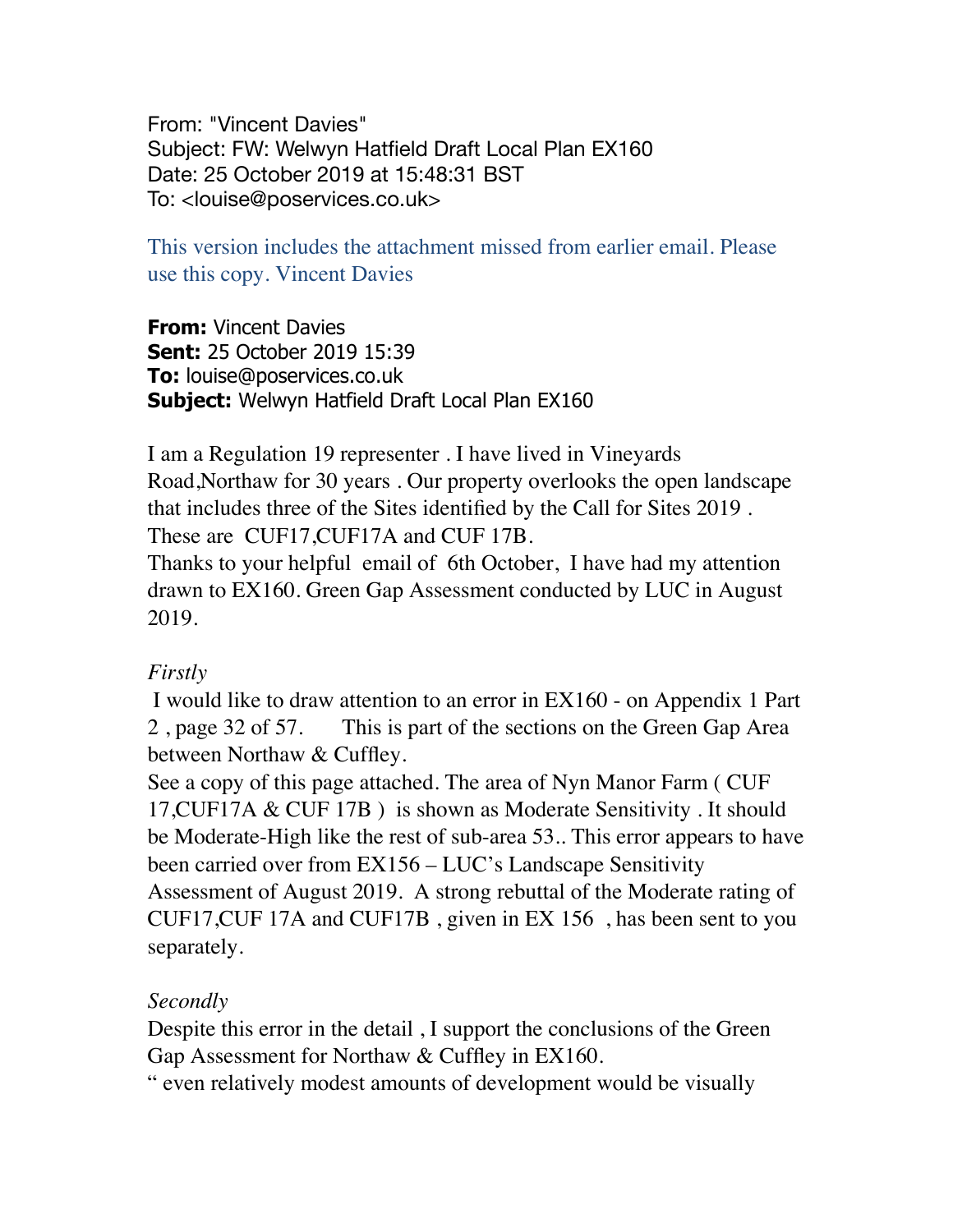From: "Vincent Davies"
Subject: FW: Welwyn Hatfield Draft Local Plan EX160
Date: 25 October 2019 at 15:48:31 BST
To: <louise@poservices.co.uk>

This version includes the attachment missed from earlier email. Please use this copy. Vincent Davies

**From:** Vincent Davies
**Sent:** 25 October 2019 15:39
**To:** louise@poservices.co.uk
**Subject:** Welwyn Hatfield Draft Local Plan EX160

I am a Regulation 19 representer . I have lived in Vineyards Road,Northaw for 30 years . Our property overlooks the open landscape that includes three of the Sites identified by the Call for Sites 2019 . These are CUF17,CUF17A and CUF 17B.
Thanks to your helpful email of 6th October, I have had my attention drawn to EX160. Green Gap Assessment conducted by LUC in August 2019.

*Firstly*
I would like to draw attention to an error in EX160 - on Appendix 1 Part 2 , page 32 of 57. This is part of the sections on the Green Gap Area between Northaw & Cuffley.
See a copy of this page attached. The area of Nyn Manor Farm ( CUF 17,CUF17A & CUF 17B ) is shown as Moderate Sensitivity . It should be Moderate-High like the rest of sub-area 53.. This error appears to have been carried over from EX156 – LUC's Landscape Sensitivity Assessment of August 2019. A strong rebuttal of the Moderate rating of CUF17,CUF 17A and CUF17B , given in EX 156 , has been sent to you separately.

*Secondly*
Despite this error in the detail , I support the conclusions of the Green Gap Assessment for Northaw & Cuffley in EX160.
" even relatively modest amounts of development would be visually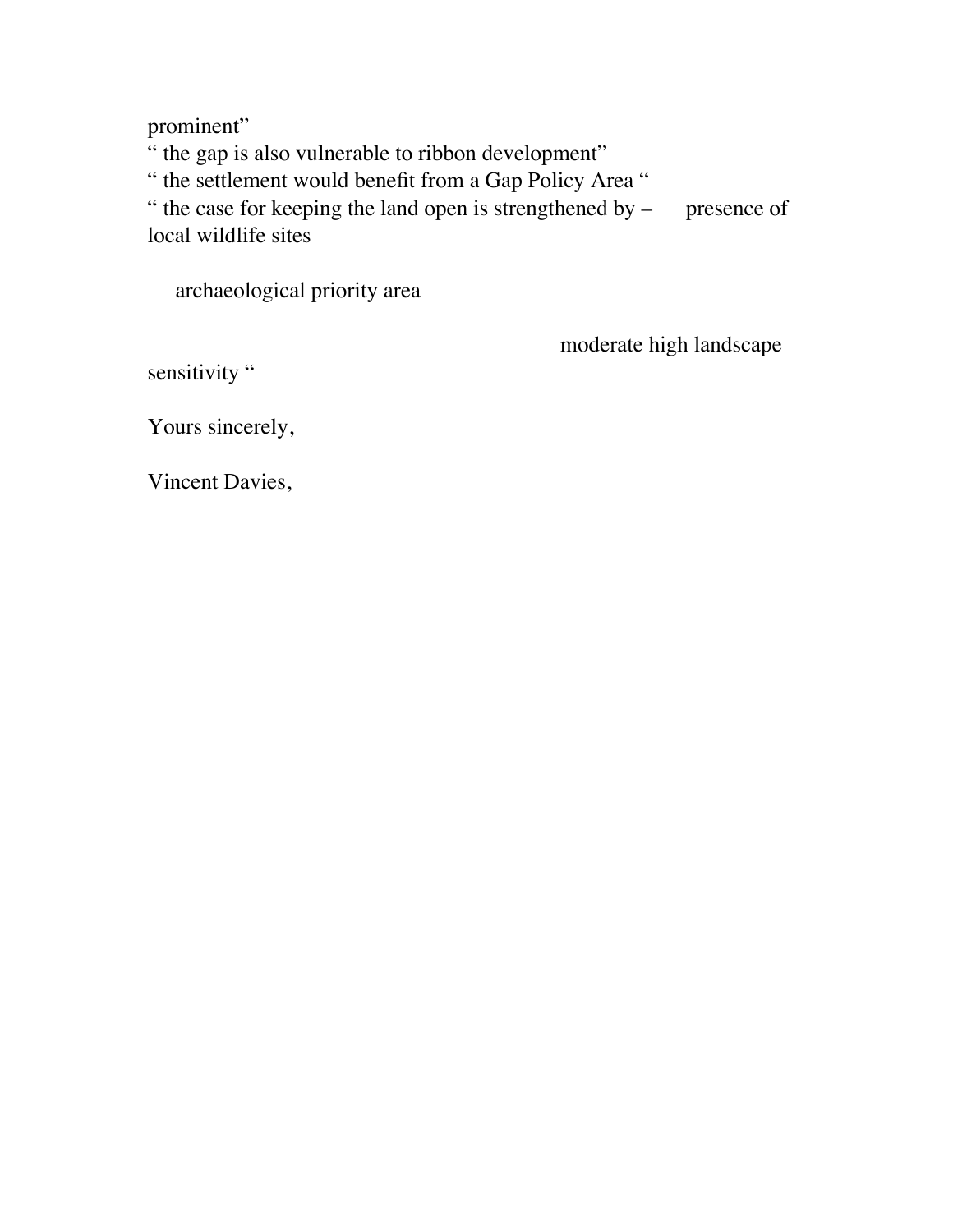prominent"
" the gap is also vulnerable to ribbon development"
" the settlement would benefit from a Gap Policy Area "
" the case for keeping the land open is strengthened by – presence of local wildlife sites

archaeological priority area

moderate high landscape sensitivity "

Yours sincerely,

Vincent Davies,